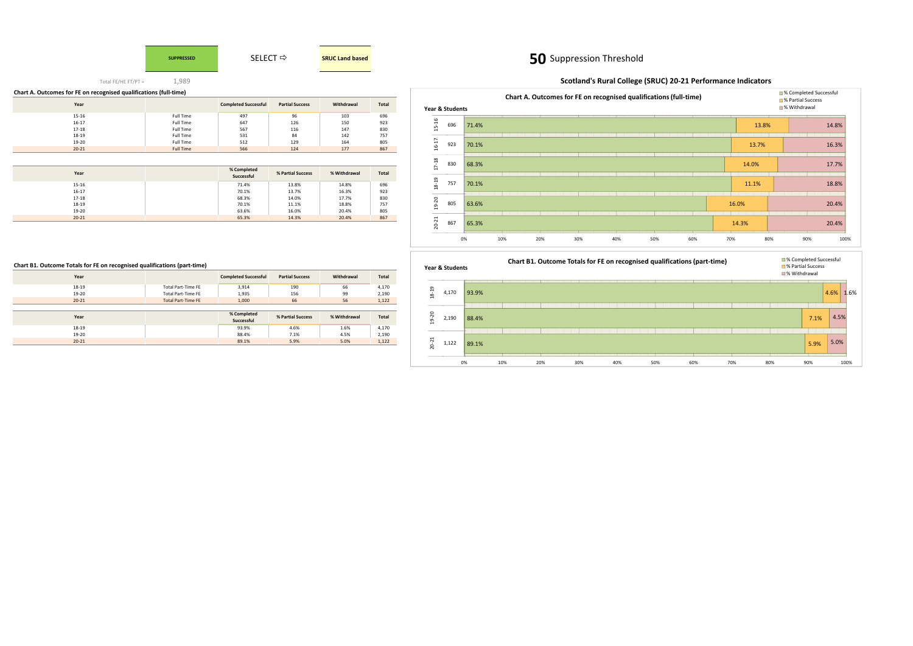SUPPRESSED | SELECT ⇨ | SRUC Land based

**50** Suppression Threshold

Total FE/HE FT/PT = 1,989

# Scotland's Rural College (SRUC) 20-21 Performance Indicators

### Chart A. Outcomes for FE on recognised qualifications (full-time)

| Year | | Completed Successful | Partial Success | Withdrawal | Total |
|---|---|---|---|---|---|
| 15-16 | Full Time | 497 | 96 | 103 | 696 |
| 16-17 | Full Time | 647 | 126 | 150 | 923 |
| 17-18 | Full Time | 567 | 116 | 147 | 830 |
| 18-19 | Full Time | 531 | 84 | 142 | 757 |
| 19-20 | Full Time | 512 | 129 | 164 | 805 |
| 20-21 | Full Time | 566 | 124 | 177 | 867 |

| Year | | % Completed Successful | % Partial Success | % Withdrawal | Total |
|---|---|---|---|---|---|
| 15-16 | | 71.4% | 13.8% | 14.8% | 696 |
| 16-17 | | 70.1% | 13.7% | 16.3% | 923 |
| 17-18 | | 68.3% | 14.0% | 17.7% | 830 |
| 18-19 | | 70.1% | 11.1% | 18.8% | 757 |
| 19-20 | | 63.6% | 16.0% | 20.4% | 805 |
| 20-21 | | 65.3% | 14.3% | 20.4% | 867 |

### Chart A. Outcomes for FE on recognised qualifications (full-time)

| Year & Students | | % Completed Successful | % Partial Success | % Withdrawal |
|---|---|---|---|---|
| 15-16 | 696 | 71.4% | 13.8% | 14.8% |
| 16-17 | 923 | 70.1% | 13.7% | 16.3% |
| 17-18 | 830 | 68.3% | 14.0% | 17.7% |
| 18-19 | 757 | 70.1% | 11.1% | 18.8% |
| 19-20 | 805 | 63.6% | 16.0% | 20.4% |
| 20-21 | 867 | 65.3% | 14.3% | 20.4% |

### Chart B1. Outcome Totals for FE on recognised qualifications (part-time)

| Year | | Completed Successful | Partial Success | Withdrawal | Total |
|---|---|---|---|---|---|
| 18-19 | Total Part-Time FE | 3,914 | 190 | 66 | 4,170 |
| 19-20 | Total Part-Time FE | 1,935 | 156 | 99 | 2,190 |
| 20-21 | Total Part-Time FE | 1,000 | 66 | 56 | 1,122 |

| Year | | % Completed Successful | % Partial Success | % Withdrawal | Total |
|---|---|---|---|---|---|
| 18-19 | | 93.9% | 4.6% | 1.6% | 4,170 |
| 19-20 | | 88.4% | 7.1% | 4.5% | 2,190 |
| 20-21 | | 89.1% | 5.9% | 5.0% | 1,122 |

### Chart B1. Outcome Totals for FE on recognised qualifications (part-time)

| Year & Students | | % Completed Successful | % Partial Success | % Withdrawal |
|---|---|---|---|---|
| 18-19 | 4,170 | 93.9% | 4.6% | 1.6% |
| 19-20 | 2,190 | 88.4% | 7.1% | 4.5% |
| 20-21 | 1,122 | 89.1% | 5.9% | 5.0% |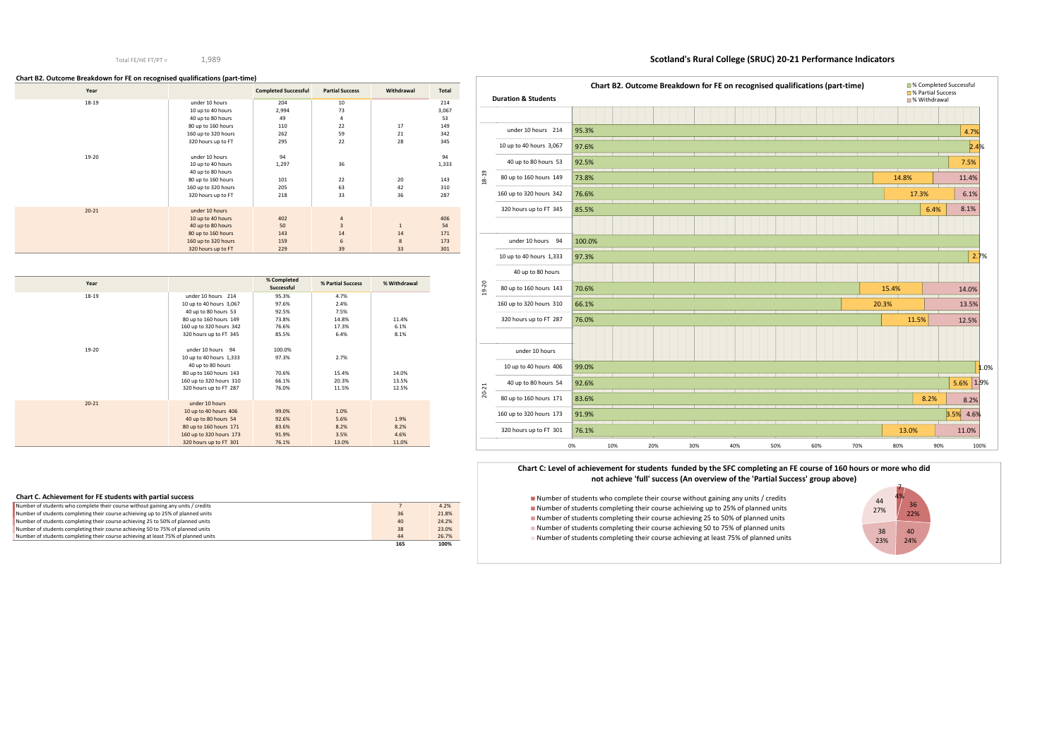Total FE/HE FT/PT = 1,989

# Scotland's Rural College (SRUC) 20-21 Performance Indicators

### Chart B2. Outcome Breakdown for FE on recognised qualifications (part-time)

| Year | | Completed Successful | Partial Success | Withdrawal | Total |
|---|---|---|---|---|---|
| 18-19 | under 10 hours | 204 | 10 | | 214 |
| | 10 up to 40 hours | 2,994 | 73 | | 3,067 |
| | 40 up to 80 hours | 49 | 4 | | 53 |
| | 80 up to 160 hours | 110 | 22 | 17 | 149 |
| | 160 up to 320 hours | 262 | 59 | 21 | 342 |
| | 320 hours up to FT | 295 | 22 | 28 | 345 |
| 19-20 | under 10 hours | 94 | | | 94 |
| | 10 up to 40 hours | 1,297 | 36 | | 1,333 |
| | 40 up to 80 hours | | | | |
| | 80 up to 160 hours | 101 | 22 | 20 | 143 |
| | 160 up to 320 hours | 205 | 63 | 42 | 310 |
| | 320 hours up to FT | 218 | 33 | 36 | 287 |
| 20-21 | under 10 hours | | | | |
| | 10 up to 40 hours | 402 | 4 | | 406 |
| | 40 up to 80 hours | 50 | 3 | 1 | 54 |
| | 80 up to 160 hours | 143 | 14 | 14 | 171 |
| | 160 up to 320 hours | 159 | 6 | 8 | 173 |
| | 320 hours up to FT | 229 | 39 | 33 | 301 |

| Year | | % Completed Successful | % Partial Success | % Withdrawal |
|---|---|---|---|---|
| 18-19 | under 10 hours 214 | 95.3% | 4.7% | |
| | 10 up to 40 hours 3,067 | 97.6% | 2.4% | |
| | 40 up to 80 hours 53 | 92.5% | 7.5% | |
| | 80 up to 160 hours 149 | 73.8% | 14.8% | 11.4% |
| | 160 up to 320 hours 342 | 76.6% | 17.3% | 6.1% |
| | 320 hours up to FT 345 | 85.5% | 6.4% | 8.1% |
| 19-20 | under 10 hours 94 | 100.0% | | |
| | 10 up to 40 hours 1,333 | 97.3% | 2.7% | |
| | 40 up to 80 hours | | | |
| | 80 up to 160 hours 143 | 70.6% | 15.4% | 14.0% |
| | 160 up to 320 hours 310 | 66.1% | 20.3% | 13.5% |
| | 320 hours up to FT 287 | 76.0% | 11.5% | 12.5% |
| 20-21 | under 10 hours | | | |
| | 10 up to 40 hours 406 | 99.0% | 1.0% | |
| | 40 up to 80 hours 54 | 92.6% | 5.6% | 1.9% |
| | 80 up to 160 hours 171 | 83.6% | 8.2% | 8.2% |
| | 160 up to 320 hours 173 | 91.9% | 3.5% | 4.6% |
| | 320 hours up to FT 301 | 76.1% | 13.0% | 11.0% |

### Chart C. Achievement for FE students with partial success

| | | |
|---|---|---|
| Number of students who complete their course without gaining any units / credits | 7 | 4.2% |
| Number of students completing their course achieving up to 25% of planned units | 36 | 21.8% |
| Number of students completing their course achieving 25 to 50% of planned units | 40 | 24.2% |
| Number of students completing their course achieving 50 to 75% of planned units | 38 | 23.0% |
| Number of students completing their course achieving at least 75% of planned units | 44 | 26.7% |
| | 165 | 100% |

### Chart B2. Outcome Breakdown for FE on recognised qualifications (part-time)

### Chart C: Level of achievement for students funded by the SFC completing an FE course of 160 hours or more who did not achieve 'full' success (An overview of the 'Partial Success' group above)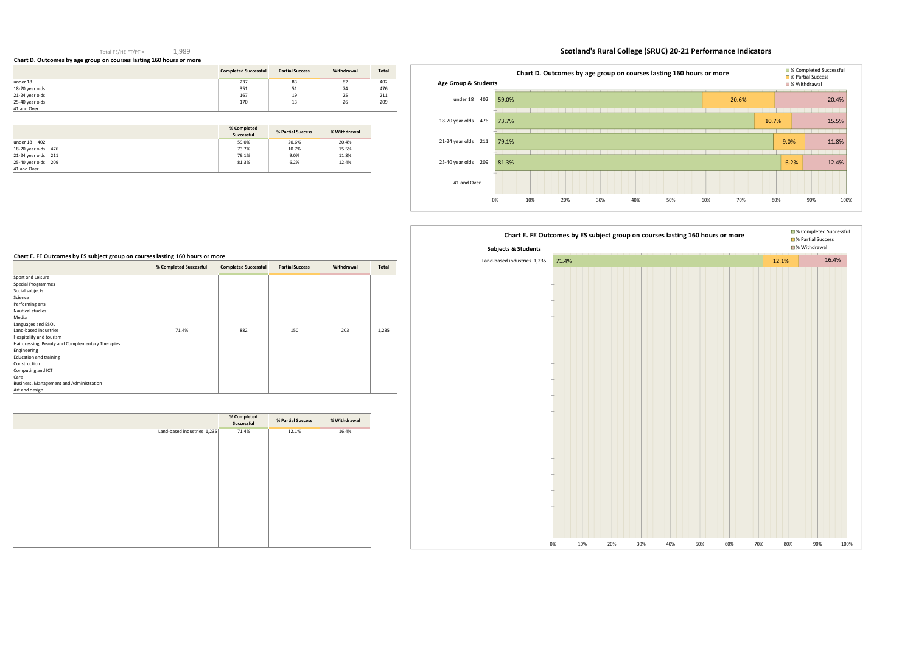# Scotland's Rural College (SRUC) 20-21 Performance Indicators

Total FE/HE FT/PT = 1,989

## Chart D. Outcomes by age group on courses lasting 160 hours or more

| | Completed Successful | Partial Success | Withdrawal | Total |
|---|---|---|---|---|
| under 18 | 237 | 83 | 82 | 402 |
| 18-20 year olds | 351 | 51 | 74 | 476 |
| 21-24 year olds | 167 | 19 | 25 | 211 |
| 25-40 year olds | 170 | 13 | 26 | 209 |
| 41 and Over | | | | |

| | % Completed Successful | % Partial Success | % Withdrawal |
|---|---|---|---|
| under 18 402 | 59.0% | 20.6% | 20.4% |
| 18-20 year olds 476 | 73.7% | 10.7% | 15.5% |
| 21-24 year olds 211 | 79.1% | 9.0% | 11.8% |
| 25-40 year olds 209 | 81.3% | 6.2% | 12.4% |
| 41 and Over | | | |

## Chart E. FE Outcomes by ES subject group on courses lasting 160 hours or more

| | % Completed Successful | Completed Successful | Partial Success | Withdrawal | Total |
|---|---|---|---|---|---|
| Sport and Leisure | | | | | |
| Special Programmes | | | | | |
| Social subjects | | | | | |
| Science | | | | | |
| Performing arts | | | | | |
| Nautical studies | | | | | |
| Media | | | | | |
| Languages and ESOL | | | | | |
| Land-based industries | 71.4% | 882 | 150 | 203 | 1,235 |
| Hospitality and tourism | | | | | |
| Hairdressing, Beauty and Complementary Therapies | | | | | |
| Engineering | | | | | |
| Education and training | | | | | |
| Construction | | | | | |
| Computing and ICT | | | | | |
| Care | | | | | |
| Business, Management and Administration | | | | | |
| Art and design | | | | | |

| | % Completed Successful | % Partial Success | % Withdrawal |
|---|---|---|---|
| Land-based industries 1,235 | 71.4% | 12.1% | 16.4% |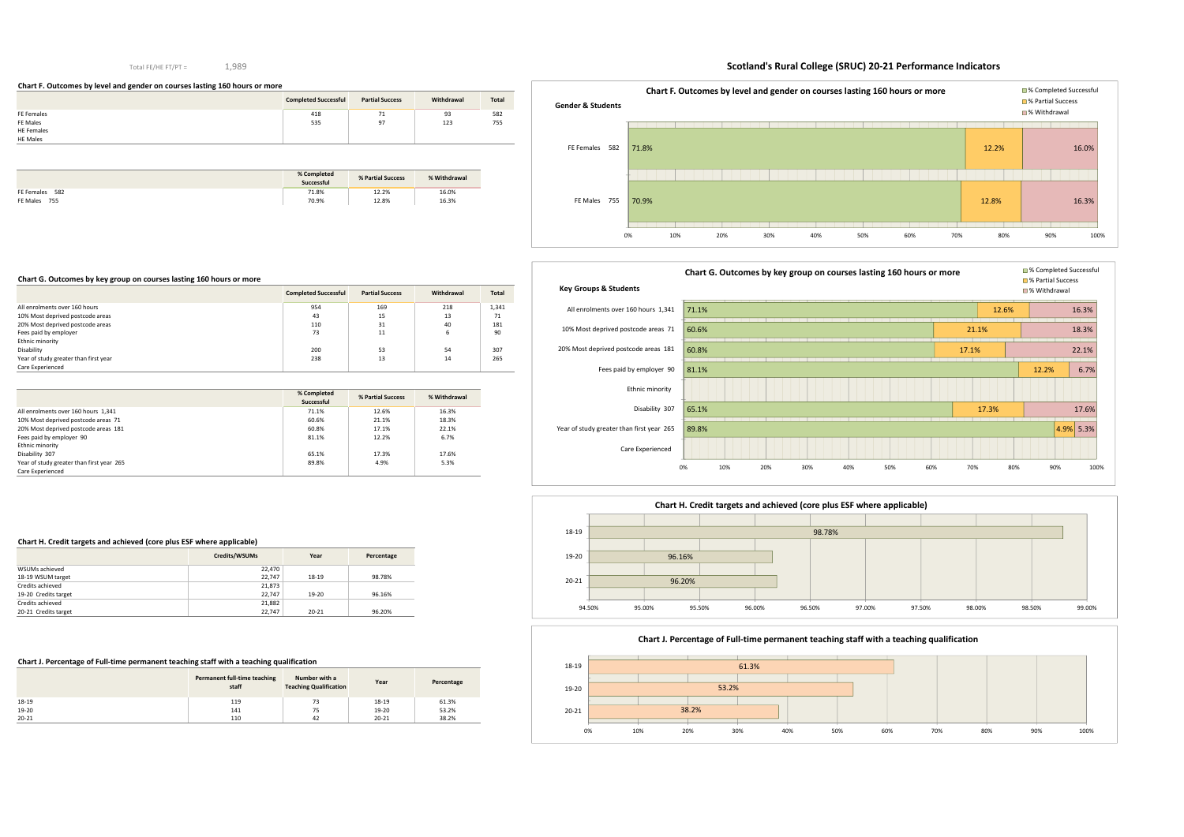Total FE/HE FT/PT = 1,989

# Scotland's Rural College (SRUC) 20-21 Performance Indicators

## Chart F. Outcomes by level and gender on courses lasting 160 hours or more

| | Completed Successful | Partial Success | Withdrawal | Total |
|---|---|---|---|---|
| FE Females | 418 | 71 | 93 | 582 |
| FE Males | 535 | 97 | 123 | 755 |
| HE Females | | | | |
| HE Males | | | | |

| | % Completed Successful | % Partial Success | % Withdrawal |
|---|---|---|---|
| FE Females 582 | 71.8% | 12.2% | 16.0% |
| FE Males 755 | 70.9% | 12.8% | 16.3% |

Chart F. Outcomes by level and gender on courses lasting 160 hours or more

% Completed Successful
% Partial Success
% Withdrawal

Gender & Students

FE Females 582 71.8% 12.2% 16.0%

FE Males 755 70.9% 12.8% 16.3%

0% 10% 20% 30% 40% 50% 60% 70% 80% 90% 100%

## Chart G. Outcomes by key group on courses lasting 160 hours or more

| | Completed Successful | Partial Success | Withdrawal | Total |
|---|---|---|---|---|
| All enrolments over 160 hours | 954 | 169 | 218 | 1,341 |
| 10% Most deprived postcode areas | 43 | 15 | 13 | 71 |
| 20% Most deprived postcode areas | 110 | 31 | 40 | 181 |
| Fees paid by employer | 73 | 11 | 6 | 90 |
| Ethnic minority | | | | |
| Disability | 200 | 53 | 54 | 307 |
| Year of study greater than first year | 238 | 13 | 14 | 265 |
| Care Experienced | | | | |

| | % Completed Successful | % Partial Success | % Withdrawal |
|---|---|---|---|
| All enrolments over 160 hours 1,341 | 71.1% | 12.6% | 16.3% |
| 10% Most deprived postcode areas 71 | 60.6% | 21.1% | 18.3% |
| 20% Most deprived postcode areas 181 | 60.8% | 17.1% | 22.1% |
| Fees paid by employer 90 | 81.1% | 12.2% | 6.7% |
| Ethnic minority | | | |
| Disability 307 | 65.1% | 17.3% | 17.6% |
| Year of study greater than first year 265 | 89.8% | 4.9% | 5.3% |
| Care Experienced | | | |

Chart G. Outcomes by key group on courses lasting 160 hours or more

% Completed Successful
% Partial Success
% Withdrawal

Key Groups & Students

All enrolments over 160 hours 1,341 71.1% 12.6% 16.3%

10% Most deprived postcode areas 71 60.6% 21.1% 18.3%

20% Most deprived postcode areas 181 60.8% 17.1% 22.1%

Fees paid by employer 90 81.1% 12.2% 6.7%

Ethnic minority

Disability 307 65.1% 17.3% 17.6%

Year of study greater than first year 265 89.8% 4.9% 5.3%

Care Experienced

0% 10% 20% 30% 40% 50% 60% 70% 80% 90% 100%

## Chart H. Credit targets and achieved (core plus ESF where applicable)

| | Credits/WSUMs | Year | Percentage |
|---|---|---|---|
| WSUMs achieved | 22,470 | | |
| 18-19 WSUM target | 22,747 | 18-19 | 98.78% |
| Credits achieved | 21,873 | | |
| 19-20 Credits target | 22,747 | 19-20 | 96.16% |
| Credits achieved | 21,882 | | |
| 20-21 Credits target | 22,747 | 20-21 | 96.20% |

Chart H. Credit targets and achieved (core plus ESF where applicable)

18-19 98.78%

19-20 96.16%

20-21 96.20%

94.50% 95.00% 95.50% 96.00% 96.50% 97.00% 97.50% 98.00% 98.50% 99.00%

## Chart J. Percentage of Full-time permanent teaching staff with a teaching qualification

| | Permanent full-time teaching staff | Number with a Teaching Qualification | Year | Percentage |
|---|---|---|---|---|
| 18-19 | 119 | 73 | 18-19 | 61.3% |
| 19-20 | 141 | 75 | 19-20 | 53.2% |
| 20-21 | 110 | 42 | 20-21 | 38.2% |

Chart J. Percentage of Full-time permanent teaching staff with a teaching qualification

18-19 61.3%

19-20 53.2%

20-21 38.2%

0% 10% 20% 30% 40% 50% 60% 70% 80% 90% 100%